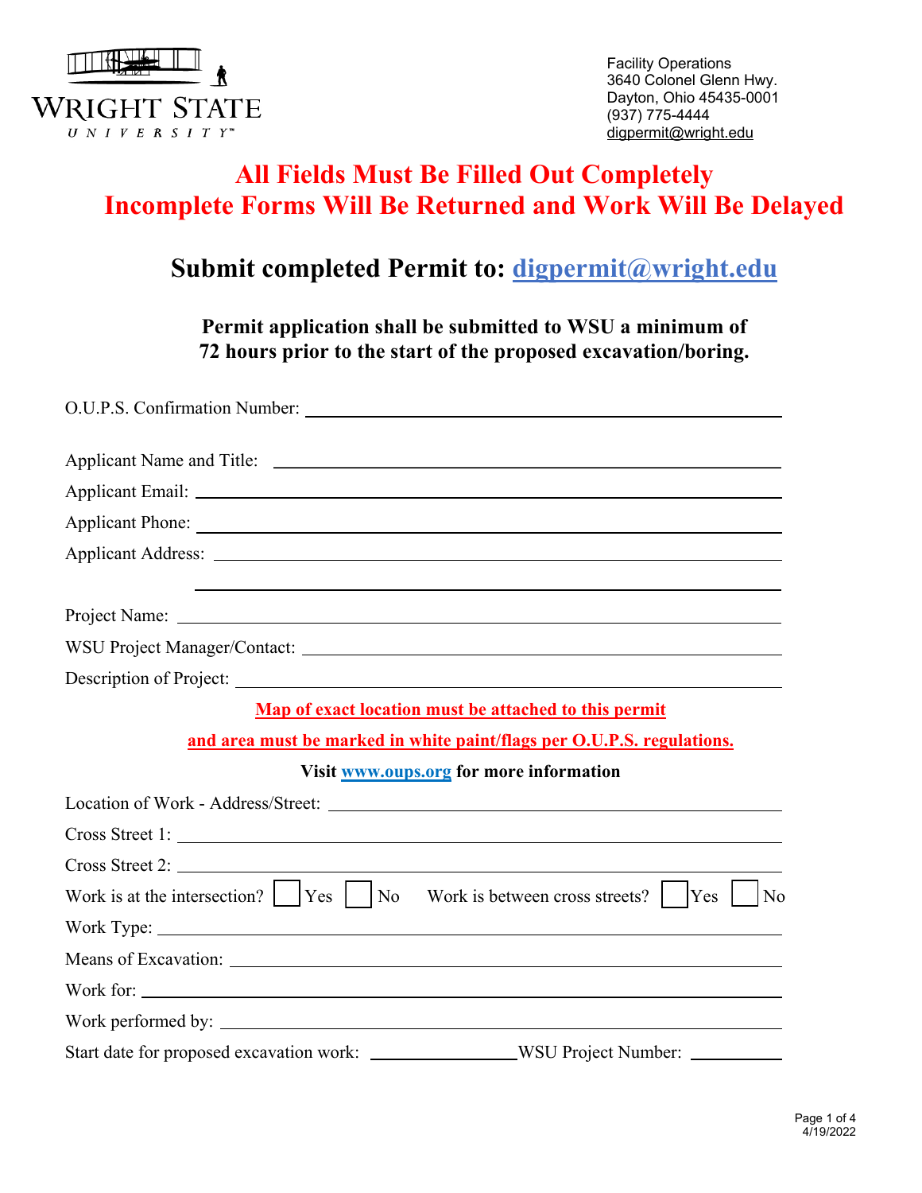Wright State University

Facility Operations
3640 Colonel Glenn Hwy.
Dayton, Ohio 45435-0001
(937) 775-4444
digpermit@wright.edu

# All Fields Must Be Filled Out Completely
# Incomplete Forms Will Be Returned and Work Will Be Delayed

## Submit completed Permit to: digpermit@wright.edu

**Permit application shall be submitted to WSU a minimum of 72 hours prior to the start of the proposed excavation/boring.**

O.U.P.S. Confirmation Number: ______________________________

Applicant Name and Title: ______________________________

Applicant Email: ______________________________

Applicant Phone: ______________________________

Applicant Address: ______________________________

______________________________

Project Name: ______________________________

WSU Project Manager/Contact: ______________________________

Description of Project: ______________________________

**Map of exact location must be attached to this permit**

**and area must be marked in white paint/flags per O.U.P.S. regulations.**

**Visit www.oups.org for more information**

Location of Work - Address/Street: ______________________________

Cross Street 1: ______________________________

Cross Street 2: ______________________________

Work is at the intersection? ☐ Yes ☐ No  Work is between cross streets? ☐ Yes ☐ No

Work Type: ______________________________

Means of Excavation: ______________________________

Work for: ______________________________

Work performed by: ______________________________

Start date for proposed excavation work: ______________ WSU Project Number: __________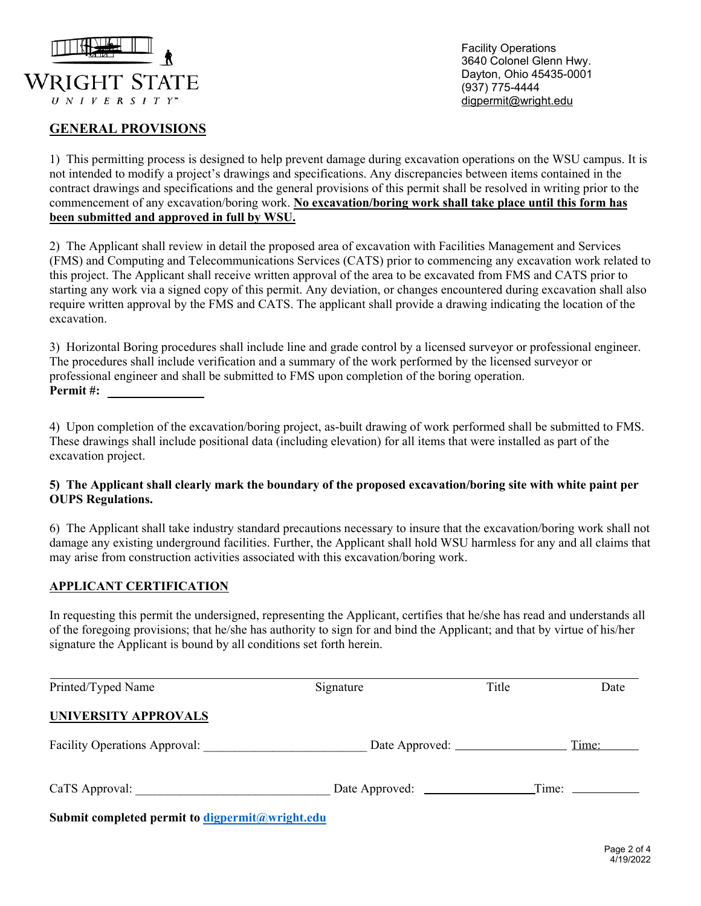WRIGHT STATE UNIVERSITY

Facility Operations
3640 Colonel Glenn Hwy.
Dayton, Ohio 45435-0001
(937) 775-4444
digpermit@wright.edu

## GENERAL PROVISIONS

1) This permitting process is designed to help prevent damage during excavation operations on the WSU campus. It is not intended to modify a project's drawings and specifications. Any discrepancies between items contained in the contract drawings and specifications and the general provisions of this permit shall be resolved in writing prior to the commencement of any excavation/boring work. **No excavation/boring work shall take place until this form has been submitted and approved in full by WSU.**

2) The Applicant shall review in detail the proposed area of excavation with Facilities Management and Services (FMS) and Computing and Telecommunications Services (CATS) prior to commencing any excavation work related to this project. The Applicant shall receive written approval of the area to be excavated from FMS and CATS prior to starting any work via a signed copy of this permit. Any deviation, or changes encountered during excavation shall also require written approval by the FMS and CATS. The applicant shall provide a drawing indicating the location of the excavation.

3) Horizontal Boring procedures shall include line and grade control by a licensed surveyor or professional engineer. The procedures shall include verification and a summary of the work performed by the licensed surveyor or professional engineer and shall be submitted to FMS upon completion of the boring operation.

**Permit #:** ______________

4) Upon completion of the excavation/boring project, as-built drawing of work performed shall be submitted to FMS. These drawings shall include positional data (including elevation) for all items that were installed as part of the excavation project.

**5) The Applicant shall clearly mark the boundary of the proposed excavation/boring site with white paint per OUPS Regulations.**

6) The Applicant shall take industry standard precautions necessary to insure that the excavation/boring work shall not damage any existing underground facilities. Further, the Applicant shall hold WSU harmless for any and all claims that may arise from construction activities associated with this excavation/boring work.

## APPLICANT CERTIFICATION

In requesting this permit the undersigned, representing the Applicant, certifies that he/she has read and understands all of the foregoing provisions; that he/she has authority to sign for and bind the Applicant; and that by virtue of his/her signature the Applicant is bound by all conditions set forth herein.

______________________________________________________________________________

Printed/Typed Name          Signature          Title          Date

## UNIVERSITY APPROVALS

Facility Operations Approval: __________________________ Date Approved: _________________ Time: ______

CaTS Approval: ______________________________ Date Approved: _________________ Time: __________

**Submit completed permit to digpermit@wright.edu**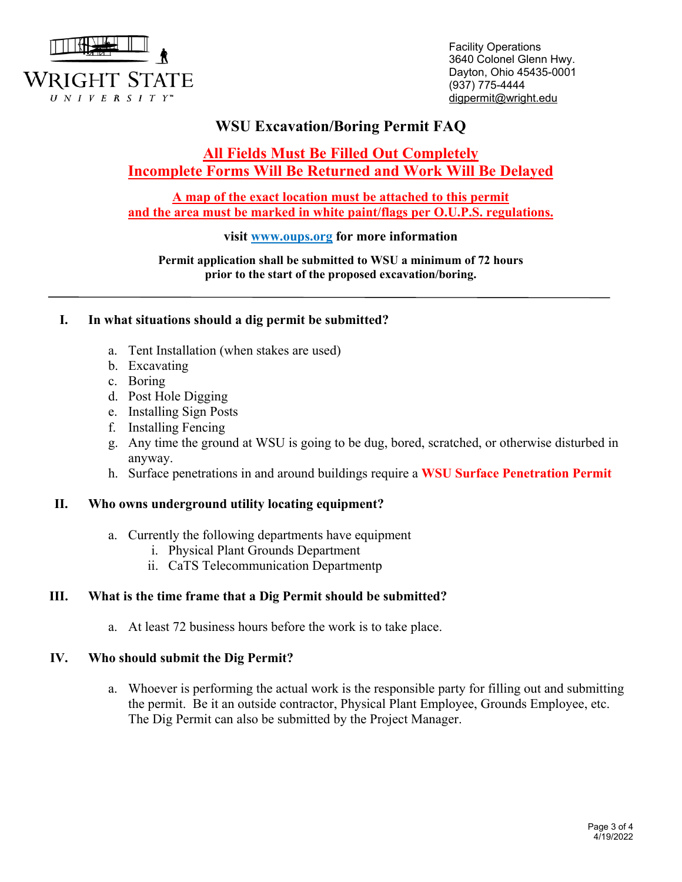Wright State University

Facility Operations
3640 Colonel Glenn Hwy.
Dayton, Ohio 45435-0001
(937) 775-4444
digpermit@wright.edu

# WSU Excavation/Boring Permit FAQ

**All Fields Must Be Filled Out Completely**
**Incomplete Forms Will Be Returned and Work Will Be Delayed**

**A map of the exact location must be attached to this permit and the area must be marked in white paint/flags per O.U.P.S. regulations.**

**visit [www.oups.org](http://www.oups.org) for more information**

**Permit application shall be submitted to WSU a minimum of 72 hours prior to the start of the proposed excavation/boring.**

---

## I. In what situations should a dig permit be submitted?

a. Tent Installation (when stakes are used)
b. Excavating
c. Boring
d. Post Hole Digging
e. Installing Sign Posts
f. Installing Fencing
g. Any time the ground at WSU is going to be dug, bored, scratched, or otherwise disturbed in anyway.
h. Surface penetrations in and around buildings require a **WSU Surface Penetration Permit**

## II. Who owns underground utility locating equipment?

a. Currently the following departments have equipment
   i. Physical Plant Grounds Department
   ii. CaTS Telecommunication Departmentp

## III. What is the time frame that a Dig Permit should be submitted?

a. At least 72 business hours before the work is to take place.

## IV. Who should submit the Dig Permit?

a. Whoever is performing the actual work is the responsible party for filling out and submitting the permit. Be it an outside contractor, Physical Plant Employee, Grounds Employee, etc. The Dig Permit can also be submitted by the Project Manager.

4/19/2022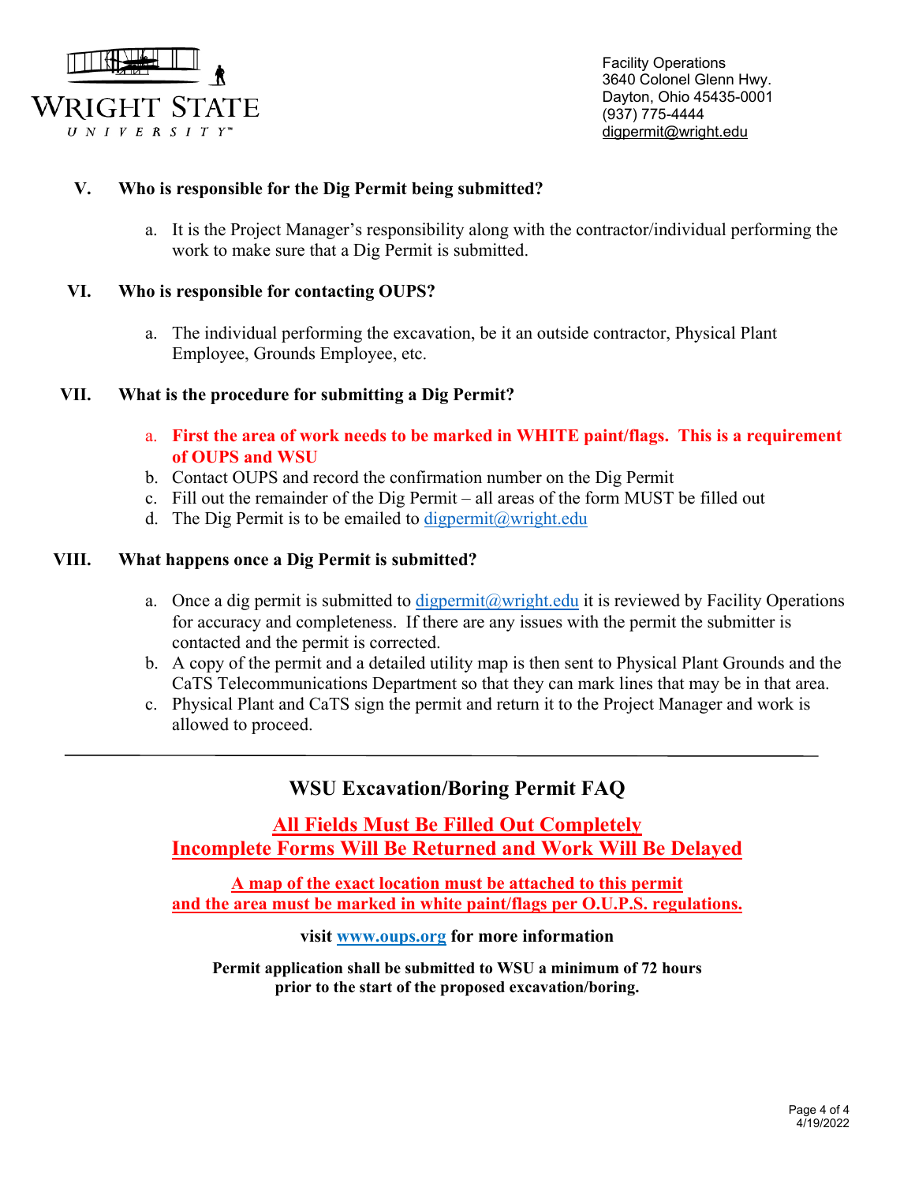Facility Operations
3640 Colonel Glenn Hwy.
Dayton, Ohio 45435-0001
(937) 775-4444
digpermit@wright.edu

## V. Who is responsible for the Dig Permit being submitted?

a. It is the Project Manager's responsibility along with the contractor/individual performing the work to make sure that a Dig Permit is submitted.

## VI. Who is responsible for contacting OUPS?

a. The individual performing the excavation, be it an outside contractor, Physical Plant Employee, Grounds Employee, etc.

## VII. What is the procedure for submitting a Dig Permit?

a. **First the area of work needs to be marked in WHITE paint/flags. This is a requirement of OUPS and WSU**
b. Contact OUPS and record the confirmation number on the Dig Permit
c. Fill out the remainder of the Dig Permit – all areas of the form MUST be filled out
d. The Dig Permit is to be emailed to digpermit@wright.edu

## VIII. What happens once a Dig Permit is submitted?

a. Once a dig permit is submitted to digpermit@wright.edu it is reviewed by Facility Operations for accuracy and completeness. If there are any issues with the permit the submitter is contacted and the permit is corrected.
b. A copy of the permit and a detailed utility map is then sent to Physical Plant Grounds and the CaTS Telecommunications Department so that they can mark lines that may be in that area.
c. Physical Plant and CaTS sign the permit and return it to the Project Manager and work is allowed to proceed.

---

## WSU Excavation/Boring Permit FAQ

**All Fields Must Be Filled Out Completely**
**Incomplete Forms Will Be Returned and Work Will Be Delayed**

**A map of the exact location must be attached to this permit**
**and the area must be marked in white paint/flags per O.U.P.S. regulations.**

**visit www.oups.org for more information**

**Permit application shall be submitted to WSU a minimum of 72 hours prior to the start of the proposed excavation/boring.**

4/19/2022